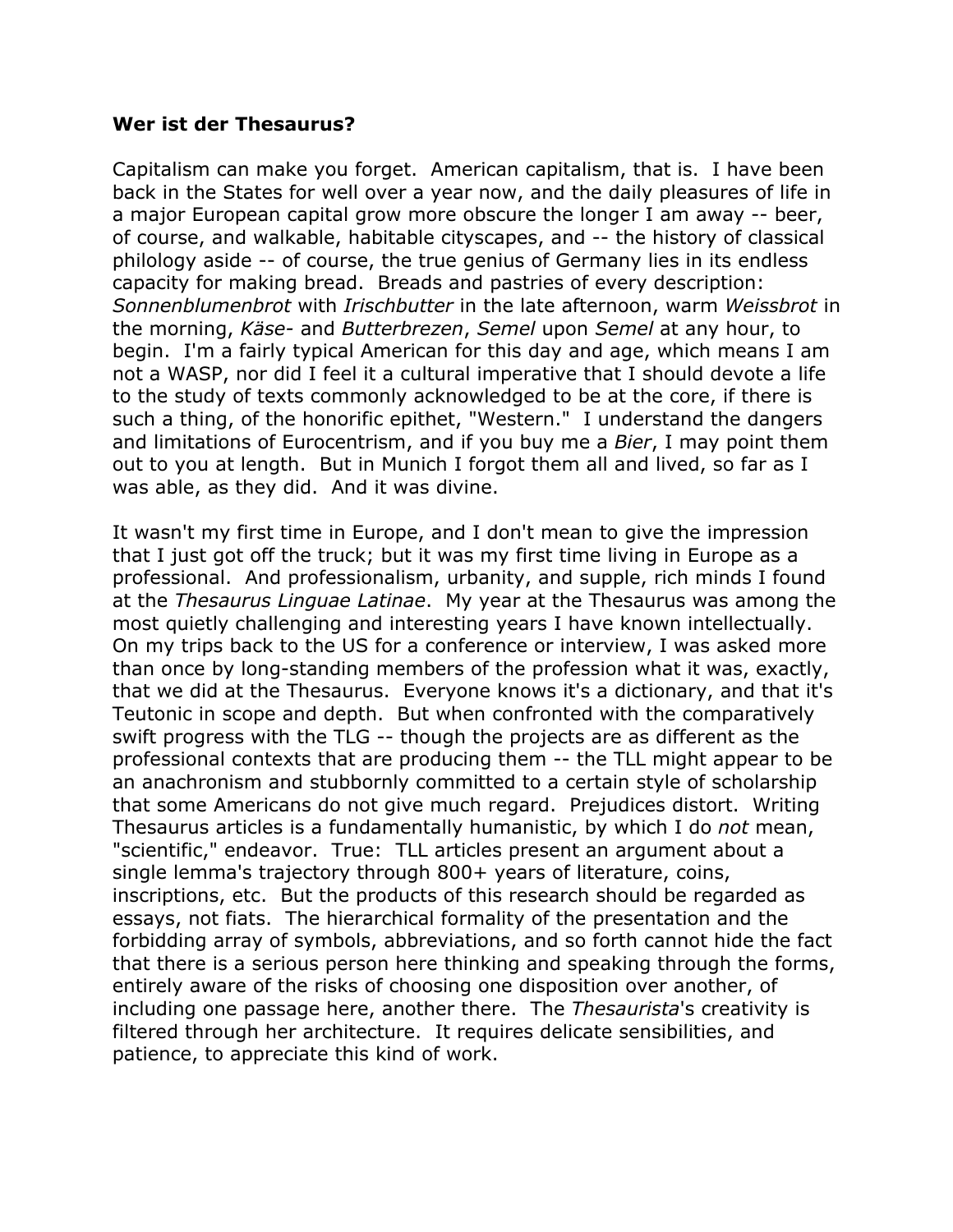**Wer ist der Thesaurus?**

Capitalism can make you forget. American capitalism, that is. I have been back in the States for well over a year now, and the daily pleasures of life in a major European capital grow more obscure the longer I am away -- beer, of course, and walkable, habitable cityscapes, and -- the history of classical philology aside -- of course, the true genius of Germany lies in its endless capacity for making bread. Breads and pastries of every description: *Sonnenblumenbrot* with *Irischbutter* in the late afternoon, warm *Weissbrot* in the morning, *Käse-* and *Butterbrezen*, *Semel* upon *Semel* at any hour, to begin. I'm a fairly typical American for this day and age, which means I am not a WASP, nor did I feel it a cultural imperative that I should devote a life to the study of texts commonly acknowledged to be at the core, if there is such a thing, of the honorific epithet, "Western." I understand the dangers and limitations of Eurocentrism, and if you buy me a *Bier*, I may point them out to you at length. But in Munich I forgot them all and lived, so far as I was able, as they did. And it was divine.

It wasn't my first time in Europe, and I don't mean to give the impression that I just got off the truck; but it was my first time living in Europe as a professional. And professionalism, urbanity, and supple, rich minds I found at the *Thesaurus Linguae Latinae*. My year at the Thesaurus was among the most quietly challenging and interesting years I have known intellectually. On my trips back to the US for a conference or interview, I was asked more than once by long-standing members of the profession what it was, exactly, that we did at the Thesaurus. Everyone knows it's a dictionary, and that it's Teutonic in scope and depth. But when confronted with the comparatively swift progress with the TLG -- though the projects are as different as the professional contexts that are producing them -- the TLL might appear to be an anachronism and stubbornly committed to a certain style of scholarship that some Americans do not give much regard. Prejudices distort. Writing Thesaurus articles is a fundamentally humanistic, by which I do *not* mean, "scientific," endeavor. True: TLL articles present an argument about a single lemma's trajectory through 800+ years of literature, coins, inscriptions, etc. But the products of this research should be regarded as essays, not fiats. The hierarchical formality of the presentation and the forbidding array of symbols, abbreviations, and so forth cannot hide the fact that there is a serious person here thinking and speaking through the forms, entirely aware of the risks of choosing one disposition over another, of including one passage here, another there. The *Thesaurista*'s creativity is filtered through her architecture. It requires delicate sensibilities, and patience, to appreciate this kind of work.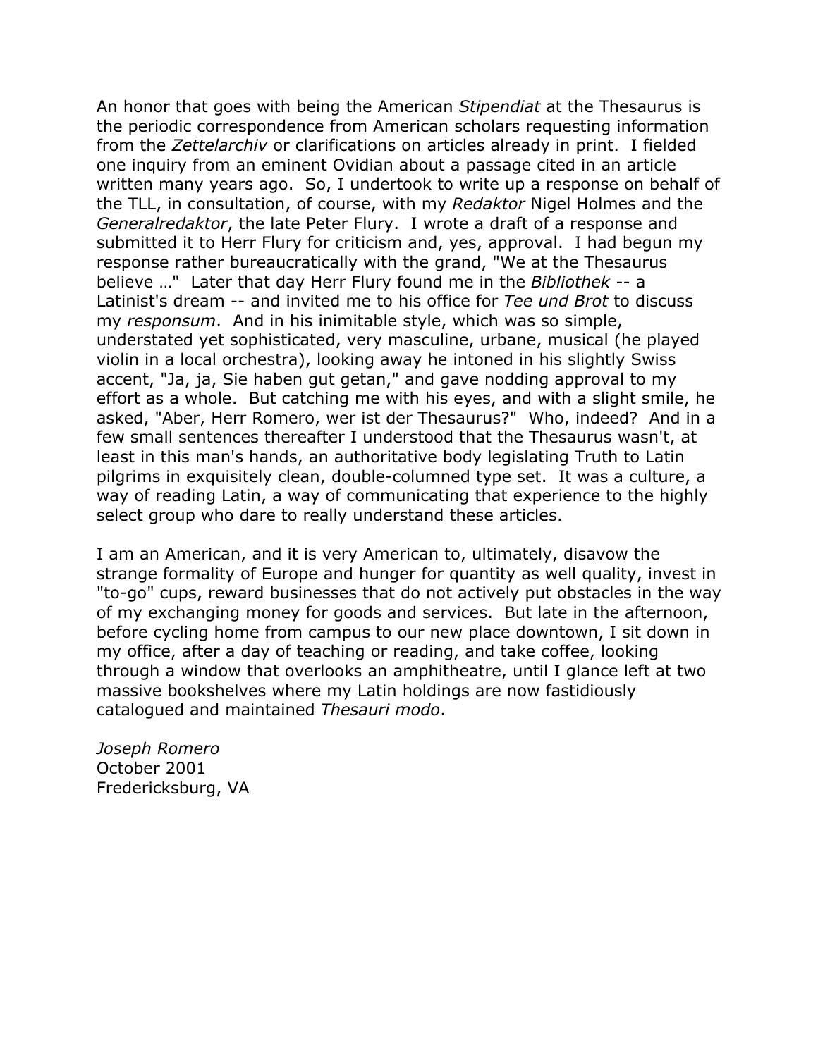An honor that goes with being the American *Stipendiat* at the Thesaurus is the periodic correspondence from American scholars requesting information from the *Zettelarchiv* or clarifications on articles already in print. I fielded one inquiry from an eminent Ovidian about a passage cited in an article written many years ago. So, I undertook to write up a response on behalf of the TLL, in consultation, of course, with my *Redaktor* Nigel Holmes and the *Generalredaktor*, the late Peter Flury. I wrote a draft of a response and submitted it to Herr Flury for criticism and, yes, approval. I had begun my response rather bureaucratically with the grand, "We at the Thesaurus believe …" Later that day Herr Flury found me in the *Bibliothek* -- a Latinist's dream -- and invited me to his office for *Tee und Brot* to discuss my *responsum*. And in his inimitable style, which was so simple, understated yet sophisticated, very masculine, urbane, musical (he played violin in a local orchestra), looking away he intoned in his slightly Swiss accent, "Ja, ja, Sie haben gut getan," and gave nodding approval to my effort as a whole. But catching me with his eyes, and with a slight smile, he asked, "Aber, Herr Romero, wer ist der Thesaurus?" Who, indeed? And in a few small sentences thereafter I understood that the Thesaurus wasn't, at least in this man's hands, an authoritative body legislating Truth to Latin pilgrims in exquisitely clean, double-columned type set. It was a culture, a way of reading Latin, a way of communicating that experience to the highly select group who dare to really understand these articles.

I am an American, and it is very American to, ultimately, disavow the strange formality of Europe and hunger for quantity as well quality, invest in "to-go" cups, reward businesses that do not actively put obstacles in the way of my exchanging money for goods and services. But late in the afternoon, before cycling home from campus to our new place downtown, I sit down in my office, after a day of teaching or reading, and take coffee, looking through a window that overlooks an amphitheatre, until I glance left at two massive bookshelves where my Latin holdings are now fastidiously catalogued and maintained *Thesauri modo*.

*Joseph Romero*
October 2001
Fredericksburg, VA